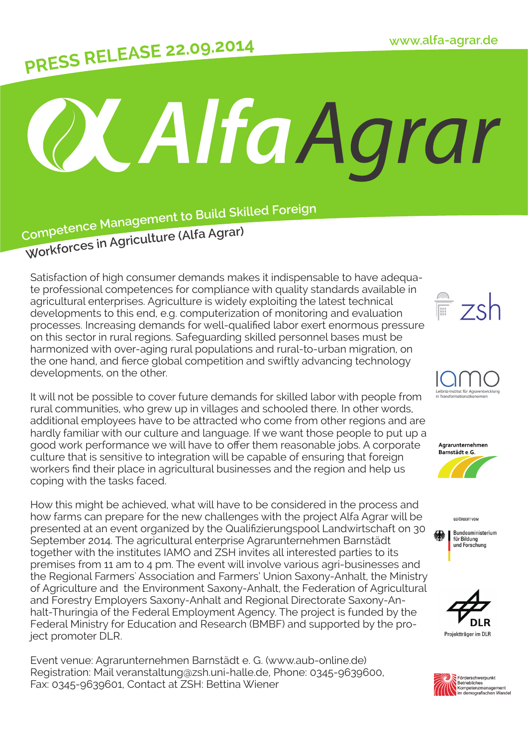# PRESS RELEASE 22.09.2014

www.alfa-agrar.de

# AlfaAgrar

## Competence Management to Build Skilled Foreign Workforces in Agriculture (Alfa Agrar)

Satisfaction of high consumer demands makes it indispensable to have adequate professional competences for compliance with quality standards available in agricultural enterprises. Agriculture is widely exploiting the latest technical developments to this end, e.g. computerization of monitoring and evaluation processes. Increasing demands for well-qualified labor exert enormous pressure on this sector in rural regions. Safeguarding skilled personnel bases must be harmonized with over-aging rural populations and rural-to-urban migration, on the one hand, and fierce global competition and swiftly advancing technology developments, on the other.

It will not be possible to cover future demands for skilled labor with people from rural communities, who grew up in villages and schooled there. In other words, additional employees have to be attracted who come from other regions and are hardly familiar with our culture and language. If we want those people to put up a good work performance we will have to offer them reasonable jobs. A corporate culture that is sensitive to integration will be capable of ensuring that foreign workers find their place in agricultural businesses and the region and help us coping with the tasks faced.

How this might be achieved, what will have to be considered in the process and how farms can prepare for the new challenges with the project Alfa Agrar will be presented at an event organized by the Qualifizierungspool Landwirtschaft on 30 September 2014. The agricultural enterprise Agrarunternehmen Barnstädt together with the institutes IAMO and ZSH invites all interested parties to its premises from 11 am to 4 pm. The event will involve various agri-businesses and the Regional Farmers' Association and Farmers' Union Saxony-Anhalt, the Ministry of Agriculture and the Environment Saxony-Anhalt, the Federation of Agricultural and Forestry Employers Saxony-Anhalt and Regional Directorate Saxony-Anhalt-Thuringia of the Federal Employment Agency. The project is funded by the Federal Ministry for Education and Research (BMBF) and supported by the project promoter DLR.

Event venue: Agrarunternehmen Barnstädt e. G. (www.aub-online.de)
Registration: Mail veranstaltung@zsh.uni-halle.de, Phone: 0345-9639600,
Fax: 0345-9639601, Contact at ZSH: Bettina Wiener

zsh

iamo
Leibniz-Institut für Agrarentwicklung in Transformationsökonomien

Agrarunternehmen Barnstädt e.G.

GEFÖRDERT VOM
Bundesministerium für Bildung und Forschung

DLR
Projektträger im DLR

Förderschwerpunkt Betriebliches Kompetenzmanagement im demografischen Wandel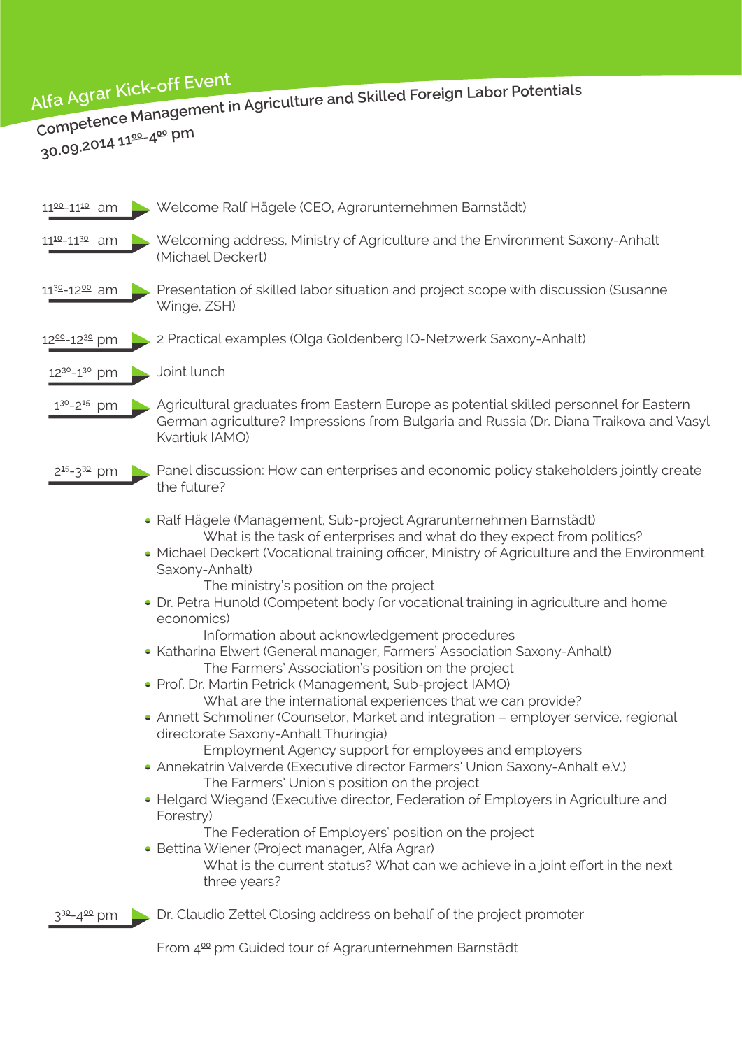## Alfa Agrar Kick-off Event

**Competence Management in Agriculture and Skilled Foreign Labor Potentials**

**30.09.2014 $11^{\underline{00}}$-$4^{\underline{00}}$ pm**

$11^{\underline{00}}$-$11^{\underline{10}}$ am — Welcome Ralf Hägele (CEO, Agrarunternehmen Barnstädt)

$11^{\underline{10}}$-$11^{\underline{30}}$ am — Welcoming address, Ministry of Agriculture and the Environment Saxony-Anhalt (Michael Deckert)

$11^{\underline{30}}$-$12^{\underline{00}}$ am — Presentation of skilled labor situation and project scope with discussion (Susanne Winge, ZSH)

$12^{\underline{00}}$-$12^{\underline{30}}$ pm — 2 Practical examples (Olga Goldenberg IQ-Netzwerk Saxony-Anhalt)

$12^{\underline{30}}$-$1^{\underline{30}}$ pm — Joint lunch

$1^{\underline{30}}$-$2^{\underline{15}}$ pm — Agricultural graduates from Eastern Europe as potential skilled personnel for Eastern German agriculture? Impressions from Bulgaria and Russia (Dr. Diana Traikova and Vasyl Kvartiuk IAMO)

$2^{\underline{15}}$-$3^{\underline{30}}$ pm — Panel discussion: How can enterprises and economic policy stakeholders jointly create the future?

- Ralf Hägele (Management, Sub-project Agrarunternehmen Barnstädt)
  What is the task of enterprises and what do they expect from politics?
- Michael Deckert (Vocational training officer, Ministry of Agriculture and the Environment Saxony-Anhalt)
  The ministry's position on the project
- Dr. Petra Hunold (Competent body for vocational training in agriculture and home economics)
  Information about acknowledgement procedures
- Katharina Elwert (General manager, Farmers' Association Saxony-Anhalt)
  The Farmers' Association's position on the project
- Prof. Dr. Martin Petrick (Management, Sub-project IAMO)
  What are the international experiences that we can provide?
- Annett Schmoliner (Counselor, Market and integration – employer service, regional directorate Saxony-Anhalt Thuringia)
  Employment Agency support for employees and employers
- Annekatrin Valverde (Executive director Farmers' Union Saxony-Anhalt e.V.)
  The Farmers' Union's position on the project
- Helgard Wiegand (Executive director, Federation of Employers in Agriculture and Forestry)
  The Federation of Employers' position on the project
- Bettina Wiener (Project manager, Alfa Agrar)
  What is the current status? What can we achieve in a joint effort in the next three years?

$3^{\underline{30}}$-$4^{\underline{00}}$ pm — Dr. Claudio Zettel Closing address on behalf of the project promoter

From $4^{\underline{00}}$ pm Guided tour of Agrarunternehmen Barnstädt